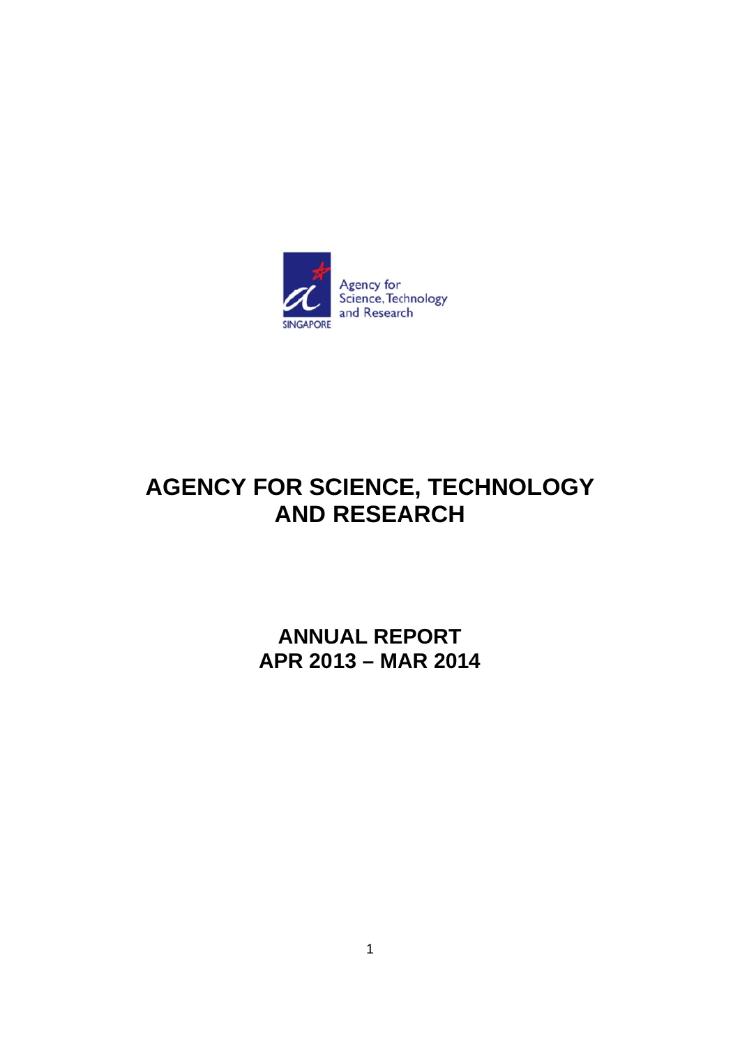Agency for Science, Technology and Research

SINGAPORE

# AGENCY FOR SCIENCE, TECHNOLOGY AND RESEARCH

## ANNUAL REPORT
## APR 2013 – MAR 2014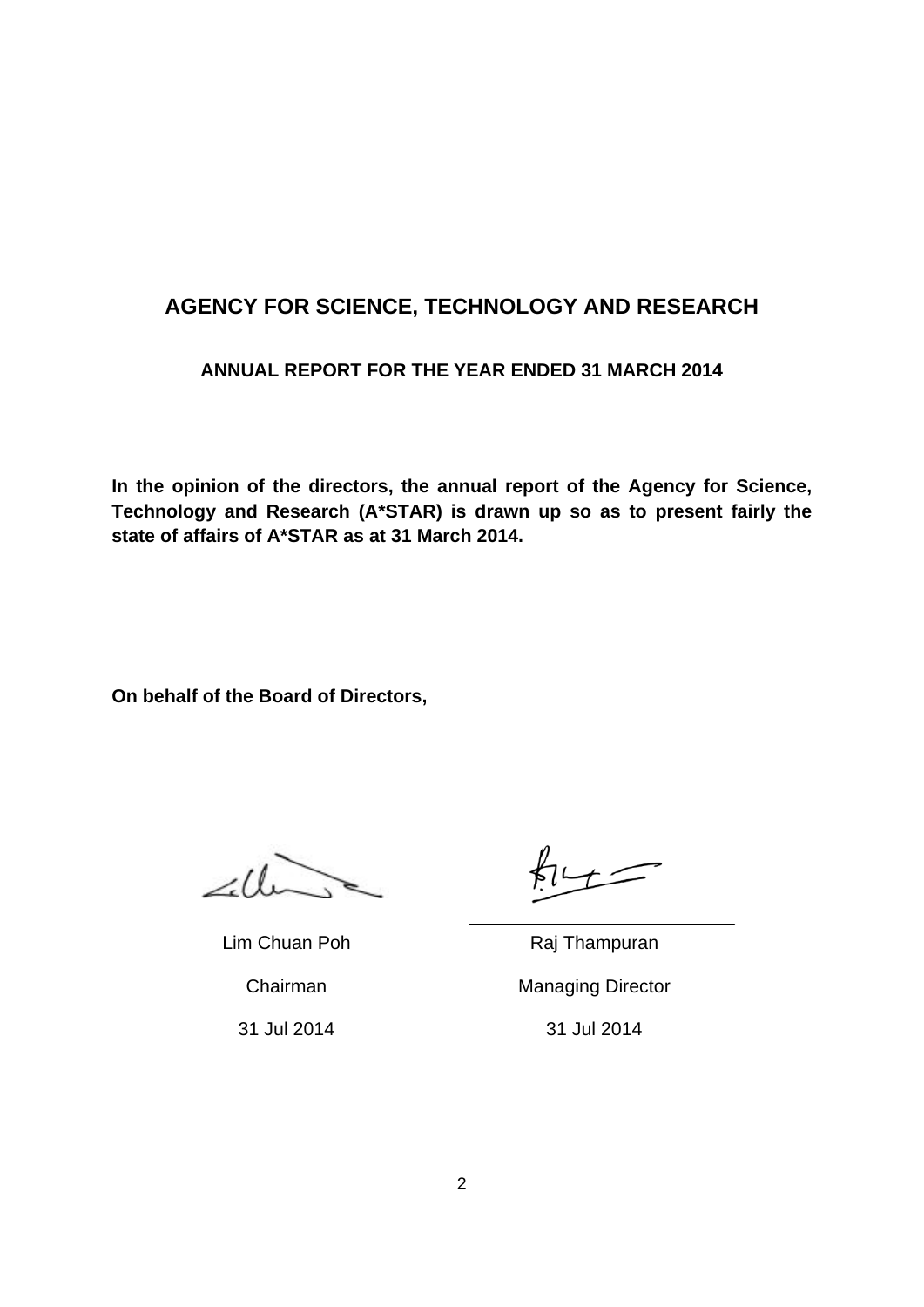# AGENCY FOR SCIENCE, TECHNOLOGY AND RESEARCH

## ANNUAL REPORT FOR THE YEAR ENDED 31 MARCH 2014

**In the opinion of the directors, the annual report of the Agency for Science, Technology and Research (A*STAR) is drawn up so as to present fairly the state of affairs of A*STAR as at 31 March 2014.**

**On behalf of the Board of Directors,**

| | |
|---|---|
| Lim Chuan Poh | Raj Thampuran |
| Chairman | Managing Director |
| 31 Jul 2014 | 31 Jul 2014 |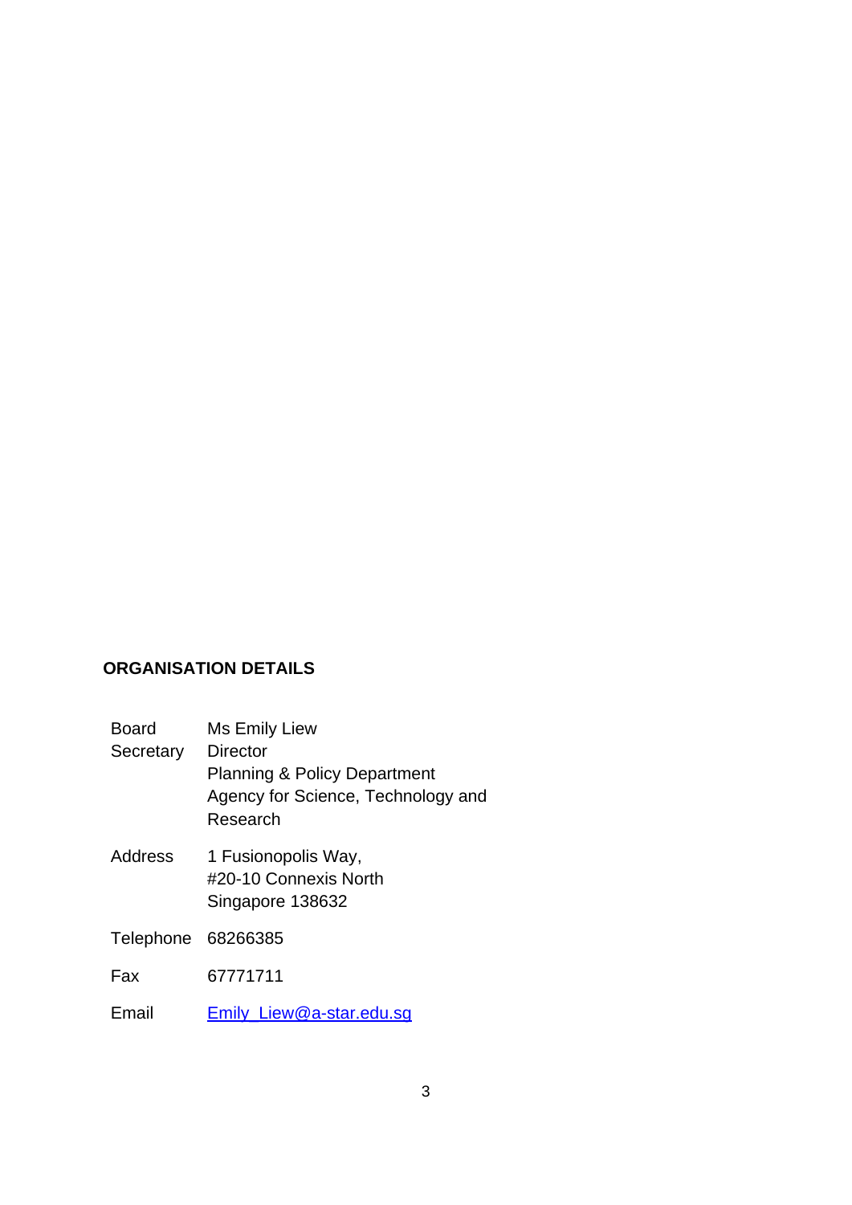## ORGANISATION DETAILS

| | |
|---|---|
| Board Secretary | Ms Emily Liew<br>Director<br>Planning & Policy Department<br>Agency for Science, Technology and Research |
| Address | 1 Fusionopolis Way,<br>#20-10 Connexis North<br>Singapore 138632 |
| Telephone | 68266385 |
| Fax | 67771711 |
| Email | Emily_Liew@a-star.edu.sg |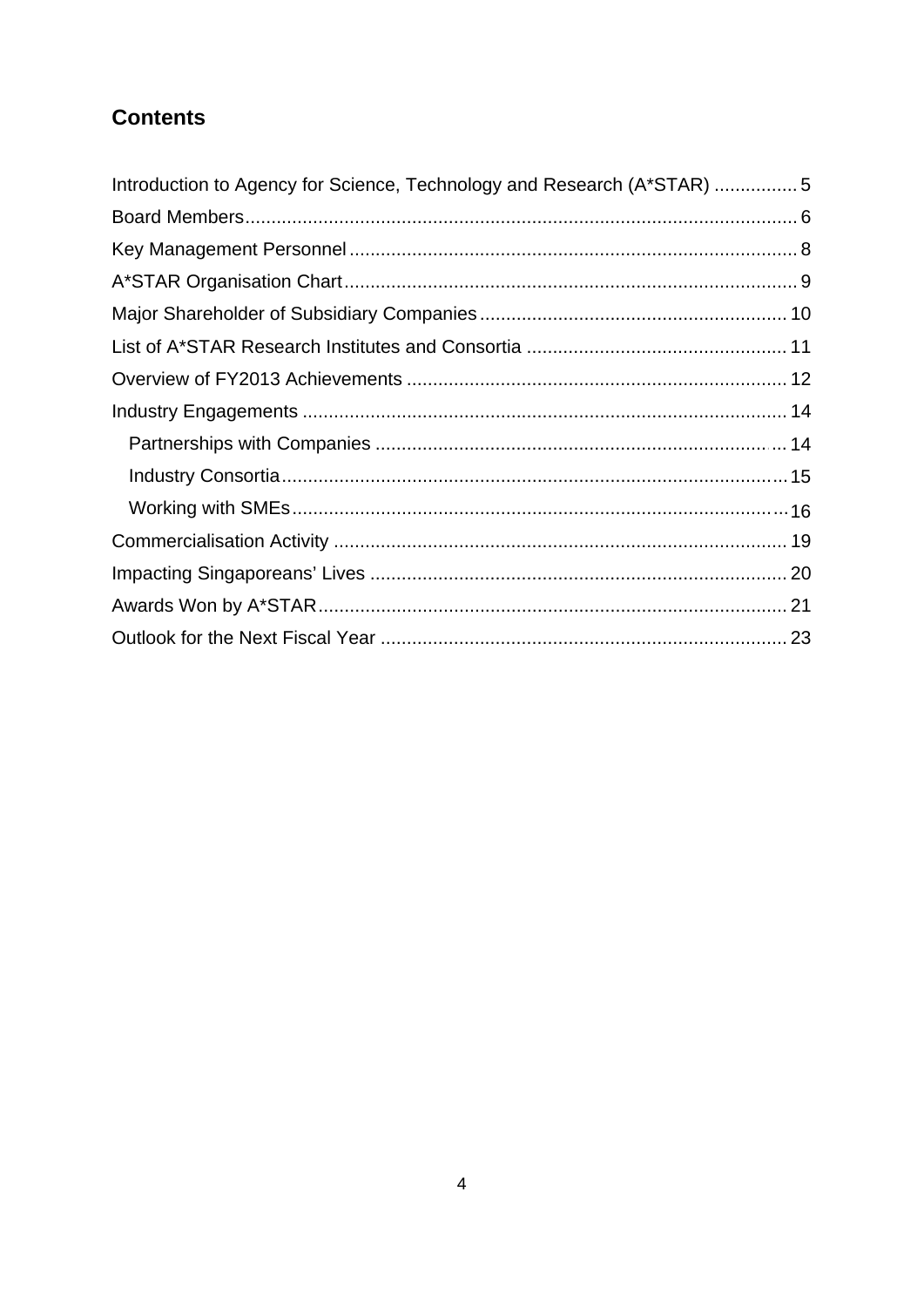## Contents

Introduction to Agency for Science, Technology and Research (A*STAR) ................ 5

Board Members......................................................................................................... 6

Key Management Personnel ..................................................................................... 8

A*STAR Organisation Chart...................................................................................... 9

Major Shareholder of Subsidiary Companies .......................................................... 10

List of A*STAR Research Institutes and Consortia ................................................. 11

Overview of FY2013 Achievements ........................................................................ 12

Industry Engagements ............................................................................................ 14

- Partnerships with Companies ............................................................................ 14
- Industry Consortia ............................................................................................. 15
- Working with SMEs ........................................................................................... 16

Commercialisation Activity ...................................................................................... 19

Impacting Singaporeans' Lives ............................................................................... 20

Awards Won by A*STAR......................................................................................... 21

Outlook for the Next Fiscal Year ............................................................................. 23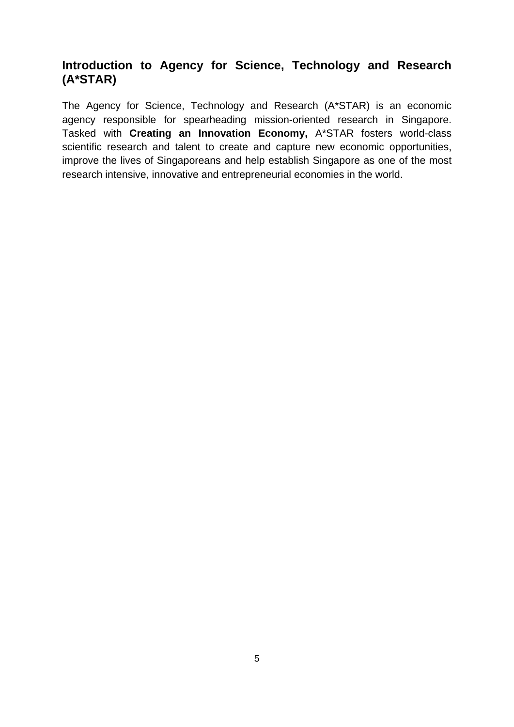## Introduction to Agency for Science, Technology and Research (A*STAR)

The Agency for Science, Technology and Research (A*STAR) is an economic agency responsible for spearheading mission-oriented research in Singapore. Tasked with **Creating an Innovation Economy,** A*STAR fosters world-class scientific research and talent to create and capture new economic opportunities, improve the lives of Singaporeans and help establish Singapore as one of the most research intensive, innovative and entrepreneurial economies in the world.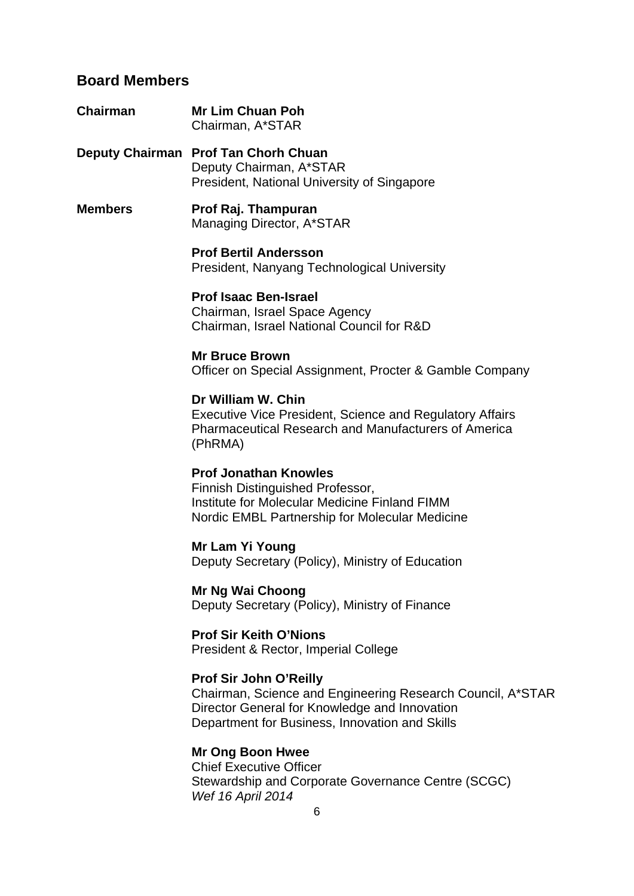## Board Members

**Chairman** — **Mr Lim Chuan Poh**
Chairman, A*STAR

**Deputy Chairman** — **Prof Tan Chorh Chuan**
Deputy Chairman, A*STAR
President, National University of Singapore

**Members**

**Prof Raj. Thampuran**
Managing Director, A*STAR

**Prof Bertil Andersson**
President, Nanyang Technological University

**Prof Isaac Ben-Israel**
Chairman, Israel Space Agency
Chairman, Israel National Council for R&D

**Mr Bruce Brown**
Officer on Special Assignment, Procter & Gamble Company

**Dr William W. Chin**
Executive Vice President, Science and Regulatory Affairs
Pharmaceutical Research and Manufacturers of America (PhRMA)

**Prof Jonathan Knowles**
Finnish Distinguished Professor,
Institute for Molecular Medicine Finland FIMM
Nordic EMBL Partnership for Molecular Medicine

**Mr Lam Yi Young**
Deputy Secretary (Policy), Ministry of Education

**Mr Ng Wai Choong**
Deputy Secretary (Policy), Ministry of Finance

**Prof Sir Keith O'Nions**
President & Rector, Imperial College

**Prof Sir John O'Reilly**
Chairman, Science and Engineering Research Council, A*STAR
Director General for Knowledge and Innovation
Department for Business, Innovation and Skills

**Mr Ong Boon Hwee**
Chief Executive Officer
Stewardship and Corporate Governance Centre (SCGC)
*Wef 16 April 2014*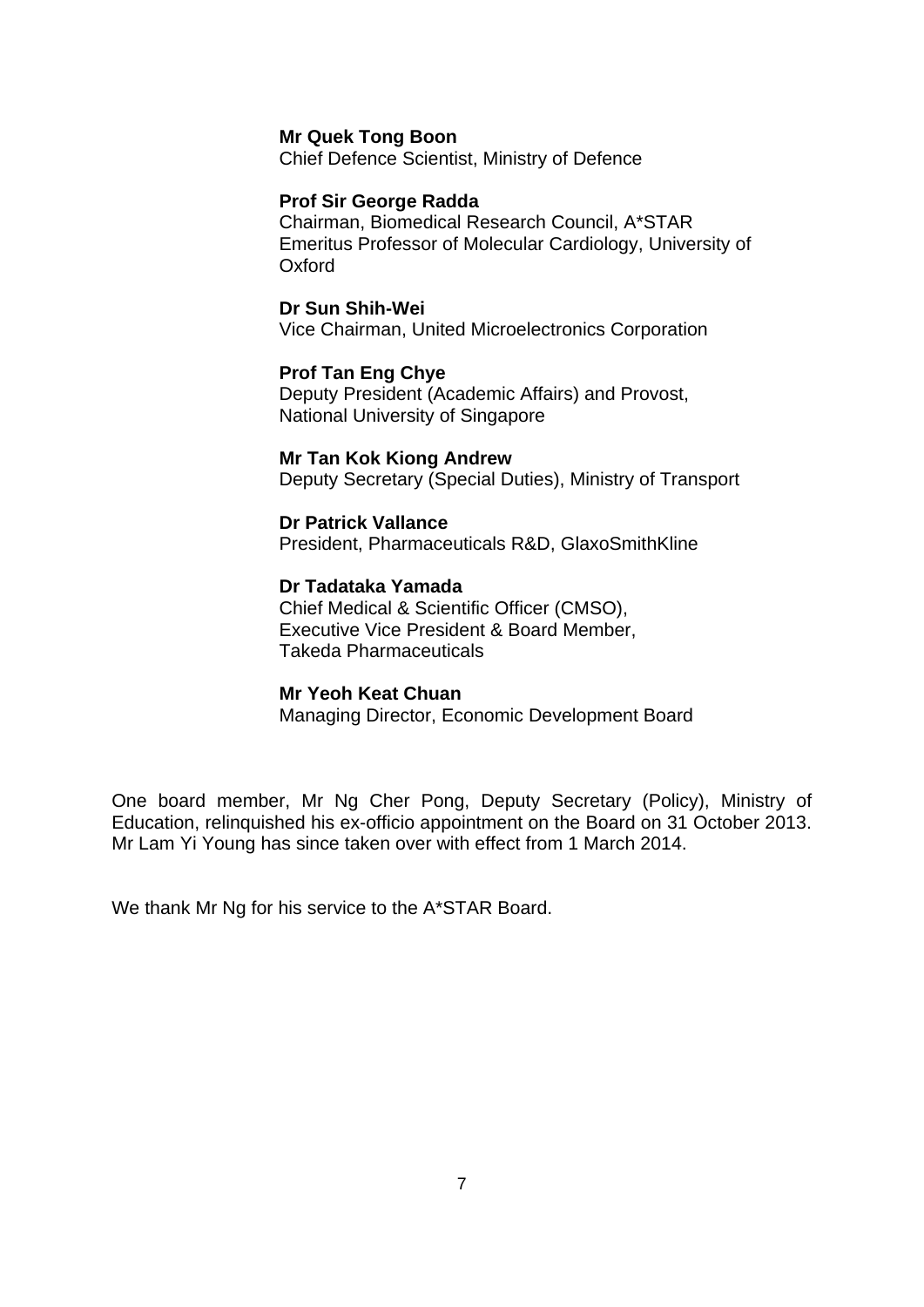**Mr Quek Tong Boon**
Chief Defence Scientist, Ministry of Defence

**Prof Sir George Radda**
Chairman, Biomedical Research Council, A*STAR
Emeritus Professor of Molecular Cardiology, University of Oxford

**Dr Sun Shih-Wei**
Vice Chairman, United Microelectronics Corporation

**Prof Tan Eng Chye**
Deputy President (Academic Affairs) and Provost,
National University of Singapore

**Mr Tan Kok Kiong Andrew**
Deputy Secretary (Special Duties), Ministry of Transport

**Dr Patrick Vallance**
President, Pharmaceuticals R&D, GlaxoSmithKline

**Dr Tadataka Yamada**
Chief Medical & Scientific Officer (CMSO),
Executive Vice President & Board Member,
Takeda Pharmaceuticals

**Mr Yeoh Keat Chuan**
Managing Director, Economic Development Board

One board member, Mr Ng Cher Pong, Deputy Secretary (Policy), Ministry of Education, relinquished his ex-officio appointment on the Board on 31 October 2013. Mr Lam Yi Young has since taken over with effect from 1 March 2014.

We thank Mr Ng for his service to the A*STAR Board.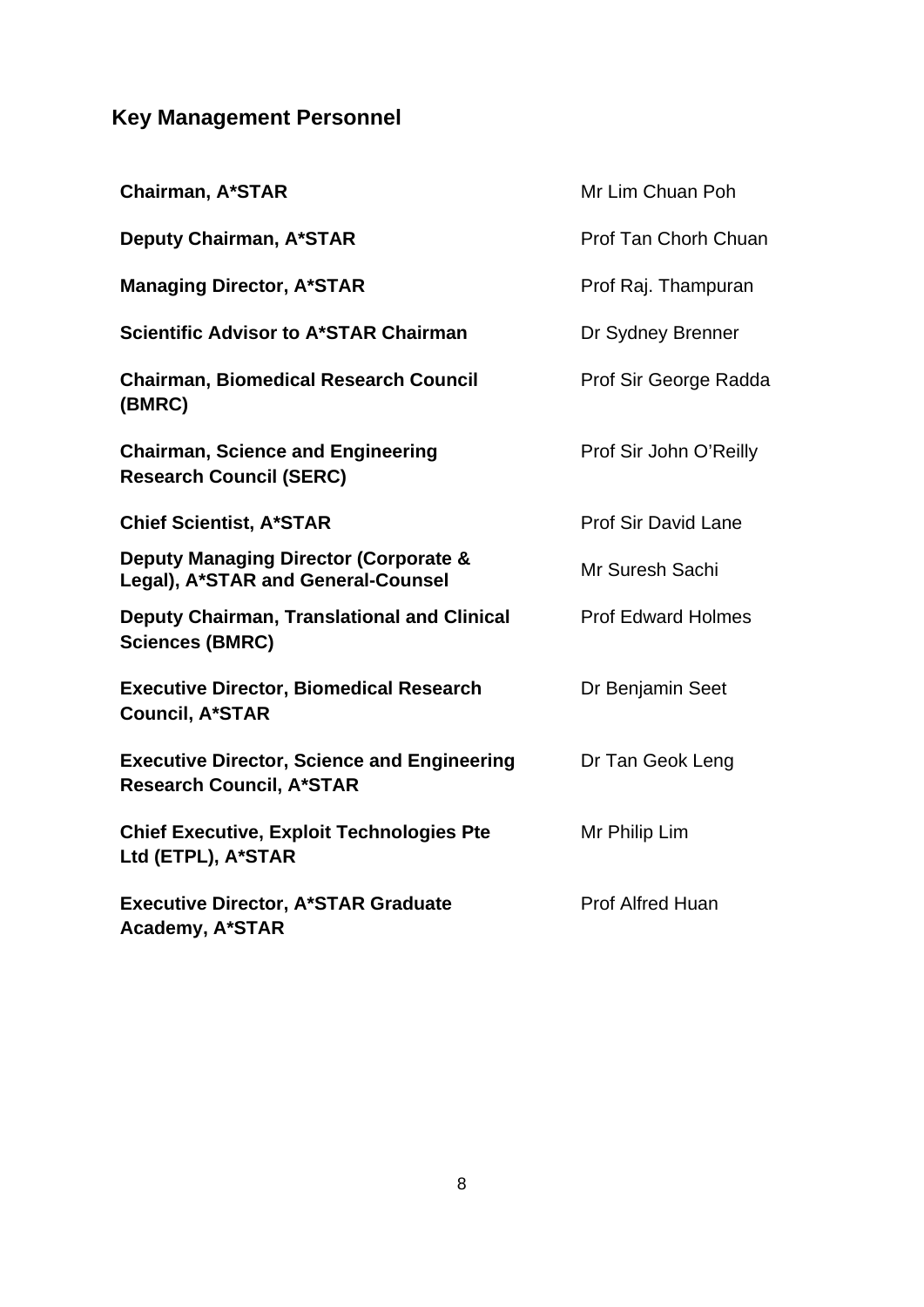## Key Management Personnel

| | |
|---|---|
| **Chairman, A*STAR** | Mr Lim Chuan Poh |
| **Deputy Chairman, A*STAR** | Prof Tan Chorh Chuan |
| **Managing Director, A*STAR** | Prof Raj. Thampuran |
| **Scientific Advisor to A*STAR Chairman** | Dr Sydney Brenner |
| **Chairman, Biomedical Research Council (BMRC)** | Prof Sir George Radda |
| **Chairman, Science and Engineering Research Council (SERC)** | Prof Sir John O'Reilly |
| **Chief Scientist, A*STAR** | Prof Sir David Lane |
| **Deputy Managing Director (Corporate & Legal), A*STAR and General-Counsel** | Mr Suresh Sachi |
| **Deputy Chairman, Translational and Clinical Sciences (BMRC)** | Prof Edward Holmes |
| **Executive Director, Biomedical Research Council, A*STAR** | Dr Benjamin Seet |
| **Executive Director, Science and Engineering Research Council, A*STAR** | Dr Tan Geok Leng |
| **Chief Executive, Exploit Technologies Pte Ltd (ETPL), A*STAR** | Mr Philip Lim |
| **Executive Director, A*STAR Graduate Academy, A*STAR** | Prof Alfred Huan |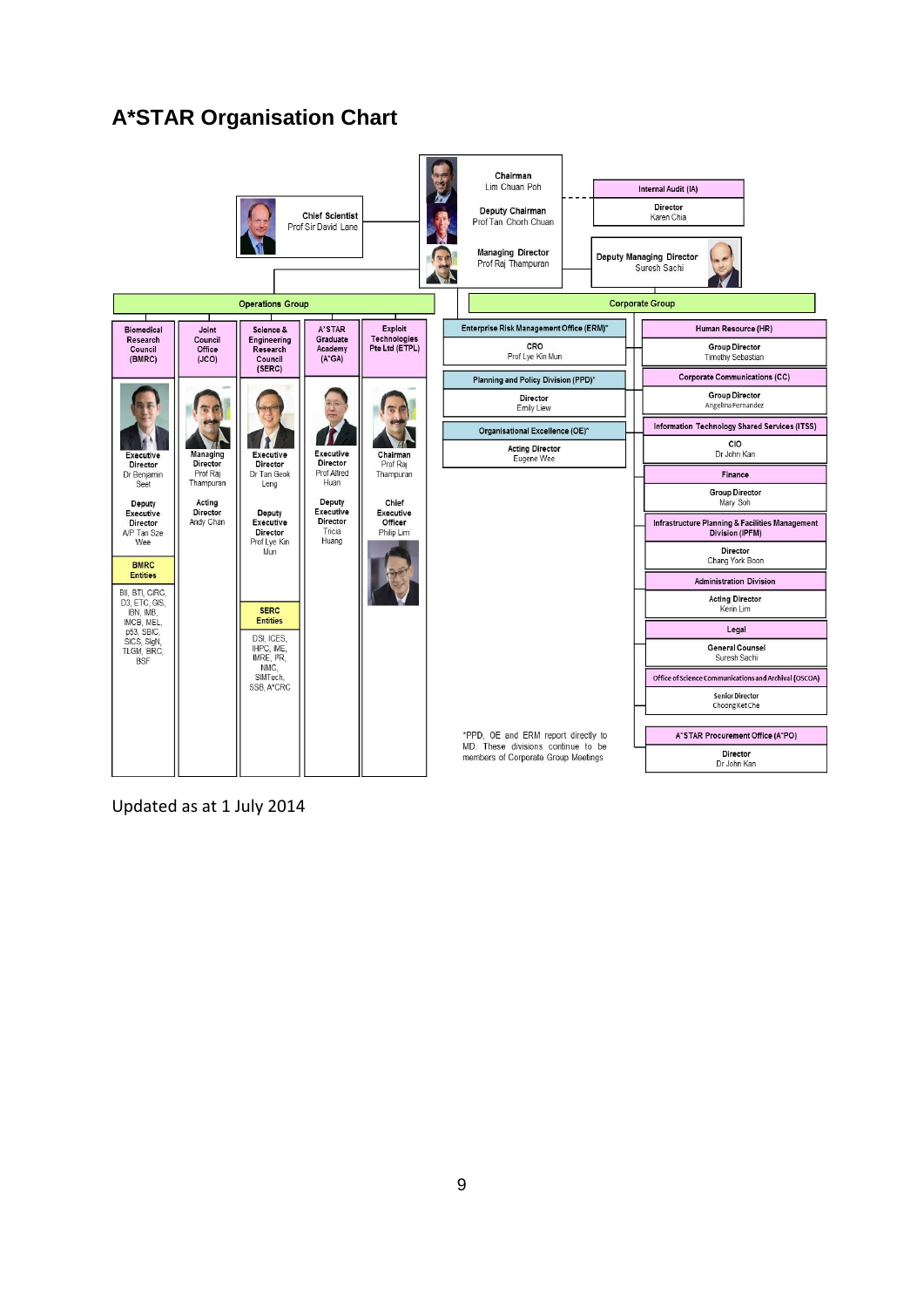# A*STAR Organisation Chart

**Chairman**
Lim Chuan Poh

**Deputy Chairman**
Prof Tan Chorh Chuan

**Managing Director**
Prof Raj Thampuran

**Chief Scientist**
Prof Sir David Lane

**Internal Audit (IA)**
Director
Karen Chia

**Deputy Managing Director**
Suresh Sachi

## Operations Group

**Biomedical Research Council (BMRC)**
- Executive Director: Dr Benjamin Seet
- Deputy Executive Director: A/P Tan Sze Wee
- BMRC Entities: BII, BTI, CIRC, D3, ETC, GIS, IBN, IMB, IMCB, MEL, p53, SBIC, SICS, SIgN, TLGM, BRC, BSF

**Joint Council Office (JCO)**
- Managing Director: Prof Raj Thampuran
- Acting Director: Andy Chan

**Science & Engineering Research Council (SERC)**
- Executive Director: Dr Tan Geok Leng
- Deputy Executive Director: Prof Lye Kin Mun
- SERC Entities: DSI, ICES, IHPC, IME, IMRE, I²R, NMC, SIMTech, SSB, A*CRC

**A*STAR Graduate Academy (A*GA)**
- Executive Director: Prof Alfred Huan
- Deputy Executive Director: Tricia Huang

**Exploit Technologies Pte Ltd (ETPL)**
- Chairman: Prof Raj Thampuran
- Chief Executive Officer: Philip Lim

## Corporate Group

**Enterprise Risk Management Office (ERM)^**
CRO
Prof Lye Kin Mun

**Planning and Policy Division (PPD)^**
Director
Emily Liew

**Organisational Excellence (OE)^**
Acting Director
Eugene Wee

^PPD, OE and ERM report directly to MD. These divisions continue to be members of Corporate Group Meetings

**Human Resource (HR)**
Group Director
Timothy Sebastian

**Corporate Communications (CC)**
Group Director
Angelina Fernandez

**Information Technology Shared Services (ITSS)**
CIO
Dr John Kan

**Finance**
Group Director
Mary Soh

**Infrastructure Planning & Facilities Management Division (IPFM)**
Director
Chang York Boon

**Administration Division**
Acting Director
Kenn Lim

**Legal**
General Counsel
Suresh Sachi

**Office of Science Communications and Archival (OSCOA)**
Senior Director
Choong Ket Che

**A*STAR Procurement Office (A*PO)**
Director
Dr John Kan

Updated as at 1 July 2014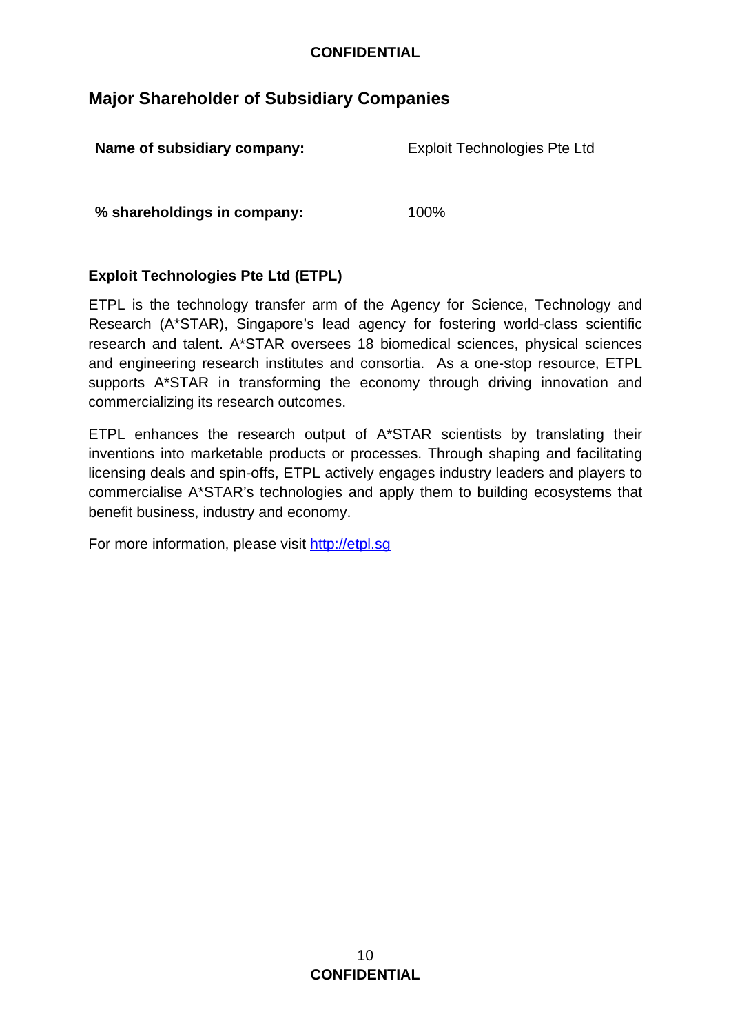## Major Shareholder of Subsidiary Companies

| **Name of subsidiary company:** | Exploit Technologies Pte Ltd |
| --- | --- |
| **% shareholdings in company:** | 100% |

**Exploit Technologies Pte Ltd (ETPL)**

ETPL is the technology transfer arm of the Agency for Science, Technology and Research (A*STAR), Singapore's lead agency for fostering world-class scientific research and talent. A*STAR oversees 18 biomedical sciences, physical sciences and engineering research institutes and consortia. As a one-stop resource, ETPL supports A*STAR in transforming the economy through driving innovation and commercializing its research outcomes.

ETPL enhances the research output of A*STAR scientists by translating their inventions into marketable products or processes. Through shaping and facilitating licensing deals and spin-offs, ETPL actively engages industry leaders and players to commercialise A*STAR's technologies and apply them to building ecosystems that benefit business, industry and economy.

For more information, please visit [http://etpl.sg](http://etpl.sg)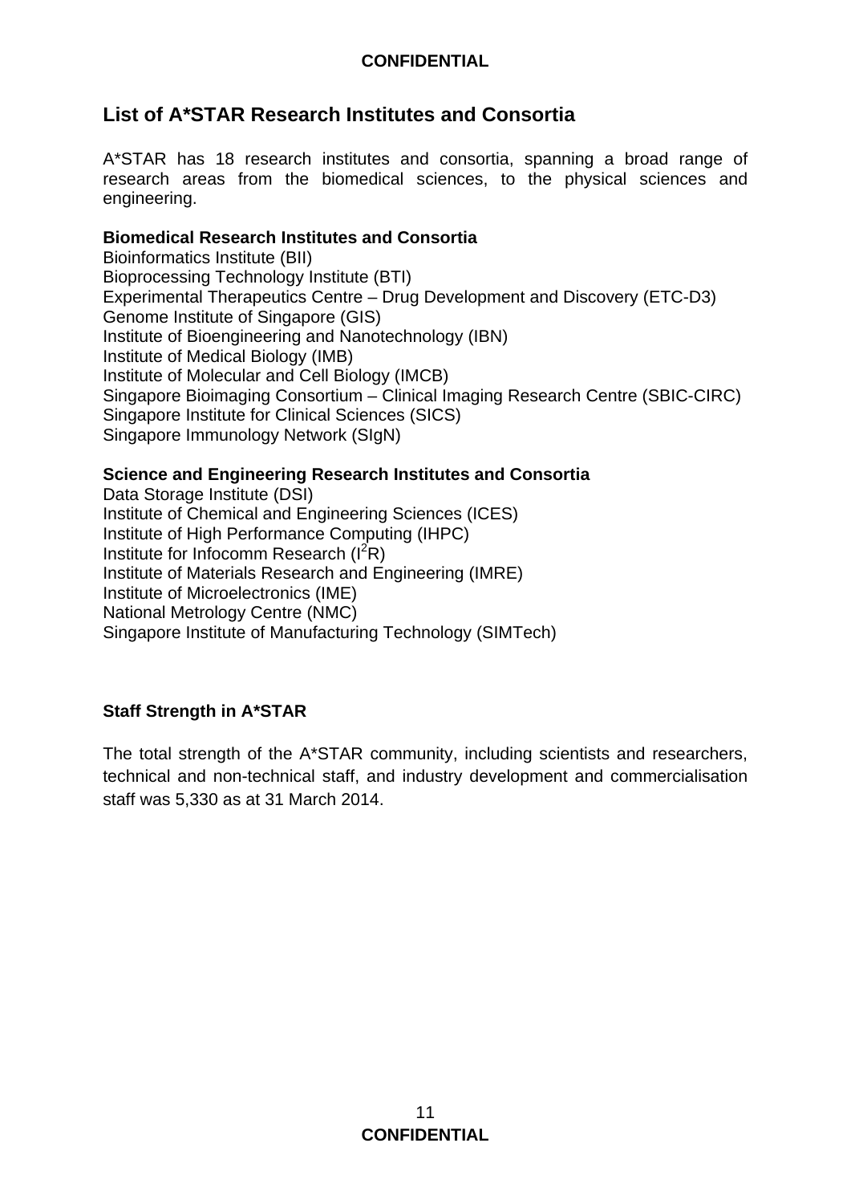## List of A*STAR Research Institutes and Consortia

A*STAR has 18 research institutes and consortia, spanning a broad range of research areas from the biomedical sciences, to the physical sciences and engineering.

**Biomedical Research Institutes and Consortia**

Bioinformatics Institute (BII)
Bioprocessing Technology Institute (BTI)
Experimental Therapeutics Centre – Drug Development and Discovery (ETC-D3)
Genome Institute of Singapore (GIS)
Institute of Bioengineering and Nanotechnology (IBN)
Institute of Medical Biology (IMB)
Institute of Molecular and Cell Biology (IMCB)
Singapore Bioimaging Consortium – Clinical Imaging Research Centre (SBIC-CIRC)
Singapore Institute for Clinical Sciences (SICS)
Singapore Immunology Network (SIgN)

**Science and Engineering Research Institutes and Consortia**

Data Storage Institute (DSI)
Institute of Chemical and Engineering Sciences (ICES)
Institute of High Performance Computing (IHPC)
Institute for Infocomm Research ($I^2R$)
Institute of Materials Research and Engineering (IMRE)
Institute of Microelectronics (IME)
National Metrology Centre (NMC)
Singapore Institute of Manufacturing Technology (SIMTech)

**Staff Strength in A*STAR**

The total strength of the A*STAR community, including scientists and researchers, technical and non-technical staff, and industry development and commercialisation staff was 5,330 as at 31 March 2014.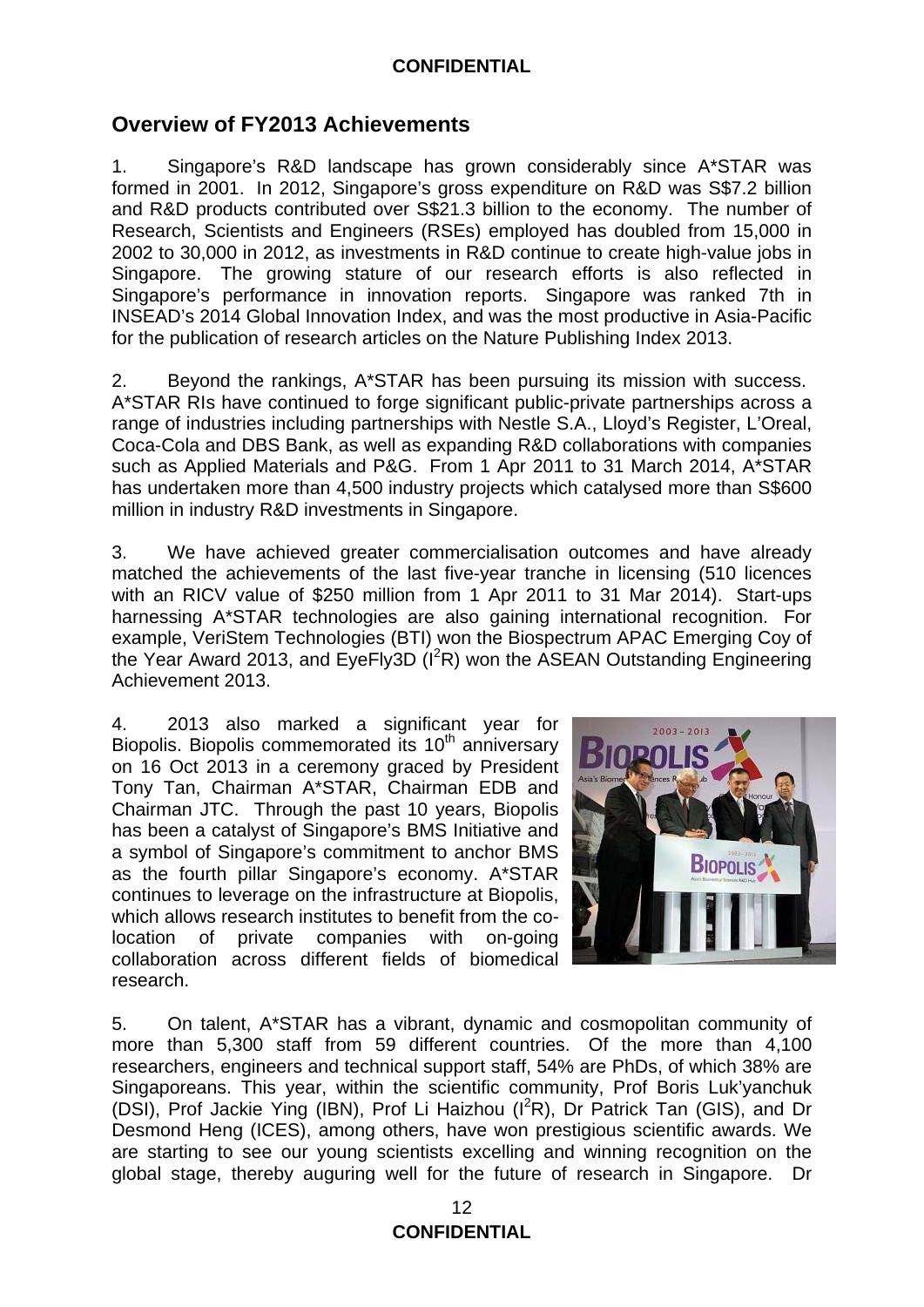## Overview of FY2013 Achievements

1. Singapore's R&D landscape has grown considerably since A*STAR was formed in 2001. In 2012, Singapore's gross expenditure on R&D was S$7.2 billion and R&D products contributed over S$21.3 billion to the economy. The number of Research, Scientists and Engineers (RSEs) employed has doubled from 15,000 in 2002 to 30,000 in 2012, as investments in R&D continue to create high-value jobs in Singapore. The growing stature of our research efforts is also reflected in Singapore's performance in innovation reports. Singapore was ranked 7th in INSEAD's 2014 Global Innovation Index, and was the most productive in Asia-Pacific for the publication of research articles on the Nature Publishing Index 2013.

2. Beyond the rankings, A*STAR has been pursuing its mission with success. A*STAR RIs have continued to forge significant public-private partnerships across a range of industries including partnerships with Nestle S.A., Lloyd's Register, L'Oreal, Coca-Cola and DBS Bank, as well as expanding R&D collaborations with companies such as Applied Materials and P&G. From 1 Apr 2011 to 31 March 2014, A*STAR has undertaken more than 4,500 industry projects which catalysed more than S$600 million in industry R&D investments in Singapore.

3. We have achieved greater commercialisation outcomes and have already matched the achievements of the last five-year tranche in licensing (510 licences with an RICV value of $250 million from 1 Apr 2011 to 31 Mar 2014). Start-ups harnessing A*STAR technologies are also gaining international recognition. For example, VeriStem Technologies (BTI) won the Biospectrum APAC Emerging Coy of the Year Award 2013, and EyeFly3D ($I^2R$) won the ASEAN Outstanding Engineering Achievement 2013.

4. 2013 also marked a significant year for Biopolis. Biopolis commemorated its 10th anniversary on 16 Oct 2013 in a ceremony graced by President Tony Tan, Chairman A*STAR, Chairman EDB and Chairman JTC. Through the past 10 years, Biopolis has been a catalyst of Singapore's BMS Initiative and a symbol of Singapore's commitment to anchor BMS as the fourth pillar Singapore's economy. A*STAR continues to leverage on the infrastructure at Biopolis, which allows research institutes to benefit from the co-location of private companies with on-going collaboration across different fields of biomedical research.

5. On talent, A*STAR has a vibrant, dynamic and cosmopolitan community of more than 5,300 staff from 59 different countries. Of the more than 4,100 researchers, engineers and technical support staff, 54% are PhDs, of which 38% are Singaporeans. This year, within the scientific community, Prof Boris Luk'yanchuk (DSI), Prof Jackie Ying (IBN), Prof Li Haizhou ($I^2R$), Dr Patrick Tan (GIS), and Dr Desmond Heng (ICES), among others, have won prestigious scientific awards. We are starting to see our young scientists excelling and winning recognition on the global stage, thereby auguring well for the future of research in Singapore. Dr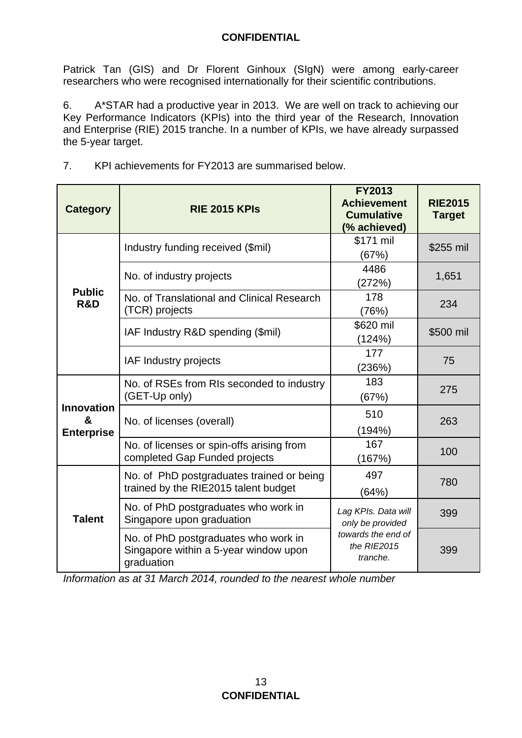Patrick Tan (GIS) and Dr Florent Ginhoux (SIgN) were among early-career researchers who were recognised internationally for their scientific contributions.

6. A*STAR had a productive year in 2013. We are well on track to achieving our Key Performance Indicators (KPIs) into the third year of the Research, Innovation and Enterprise (RIE) 2015 tranche. In a number of KPIs, we have already surpassed the 5-year target.

7. KPI achievements for FY2013 are summarised below.

| Category | RIE 2015 KPIs | FY2013 Achievement Cumulative (% achieved) | RIE2015 Target |
|---|---|---|---|
| Public R&D | Industry funding received ($mil) | $171 mil (67%) | $255 mil |
| | No. of industry projects | 4486 (272%) | 1,651 |
| | No. of Translational and Clinical Research (TCR) projects | 178 (76%) | 234 |
| | IAF Industry R&D spending ($mil) | $620 mil (124%) | $500 mil |
| | IAF Industry projects | 177 (236%) | 75 |
| Innovation & Enterprise | No. of RSEs from RIs seconded to industry (GET-Up only) | 183 (67%) | 275 |
| | No. of licenses (overall) | 510 (194%) | 263 |
| | No. of licenses or spin-offs arising from completed Gap Funded projects | 167 (167%) | 100 |
| Talent | No. of PhD postgraduates trained or being trained by the RIE2015 talent budget | 497 (64%) | 780 |
| | No. of PhD postgraduates who work in Singapore upon graduation | *Lag KPIs. Data will only be provided towards the end of the RIE2015 tranche.* | 399 |
| | No. of PhD postgraduates who work in Singapore within a 5-year window upon graduation | | 399 |

*Information as at 31 March 2014, rounded to the nearest whole number*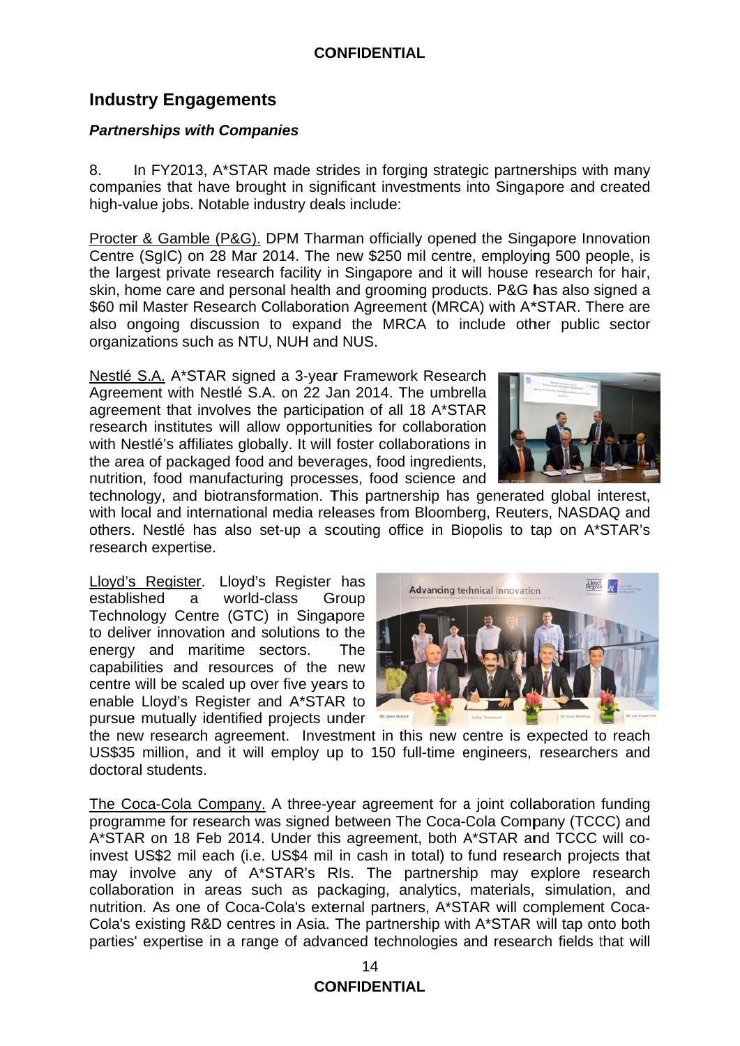## Industry Engagements

### *Partnerships with Companies*

8. In FY2013, A*STAR made strides in forging strategic partnerships with many companies that have brought in significant investments into Singapore and created high-value jobs. Notable industry deals include:

Procter & Gamble (P&G). DPM Tharman officially opened the Singapore Innovation Centre (SgIC) on 28 Mar 2014. The new $250 mil centre, employing 500 people, is the largest private research facility in Singapore and it will house research for hair, skin, home care and personal health and grooming products. P&G has also signed a $60 mil Master Research Collaboration Agreement (MRCA) with A*STAR. There are also ongoing discussion to expand the MRCA to include other public sector organizations such as NTU, NUH and NUS.

Nestlé S.A. A*STAR signed a 3-year Framework Research Agreement with Nestlé S.A. on 22 Jan 2014. The umbrella agreement that involves the participation of all 18 A*STAR research institutes will allow opportunities for collaboration with Nestlé's affiliates globally. It will foster collaborations in the area of packaged food and beverages, food ingredients, nutrition, food manufacturing processes, food science and technology, and biotransformation. This partnership has generated global interest, with local and international media releases from Bloomberg, Reuters, NASDAQ and others. Nestlé has also set-up a scouting office in Biopolis to tap on A*STAR's research expertise.

Lloyd's Register. Lloyd's Register has established a world-class Group Technology Centre (GTC) in Singapore to deliver innovation and solutions to the energy and maritime sectors. The capabilities and resources of the new centre will be scaled up over five years to enable Lloyd's Register and A*STAR to pursue mutually identified projects under the new research agreement. Investment in this new centre is expected to reach US$35 million, and it will employ up to 150 full-time engineers, researchers and doctoral students.

The Coca-Cola Company. A three-year agreement for a joint collaboration funding programme for research was signed between The Coca-Cola Company (TCCC) and A*STAR on 18 Feb 2014. Under this agreement, both A*STAR and TCCC will co-invest US$2 mil each (i.e. US$4 mil in cash in total) to fund research projects that may involve any of A*STAR's RIs. The partnership may explore research collaboration in areas such as packaging, analytics, materials, simulation, and nutrition. As one of Coca-Cola's external partners, A*STAR will complement Coca-Cola's existing R&D centres in Asia. The partnership with A*STAR will tap onto both parties' expertise in a range of advanced technologies and research fields that will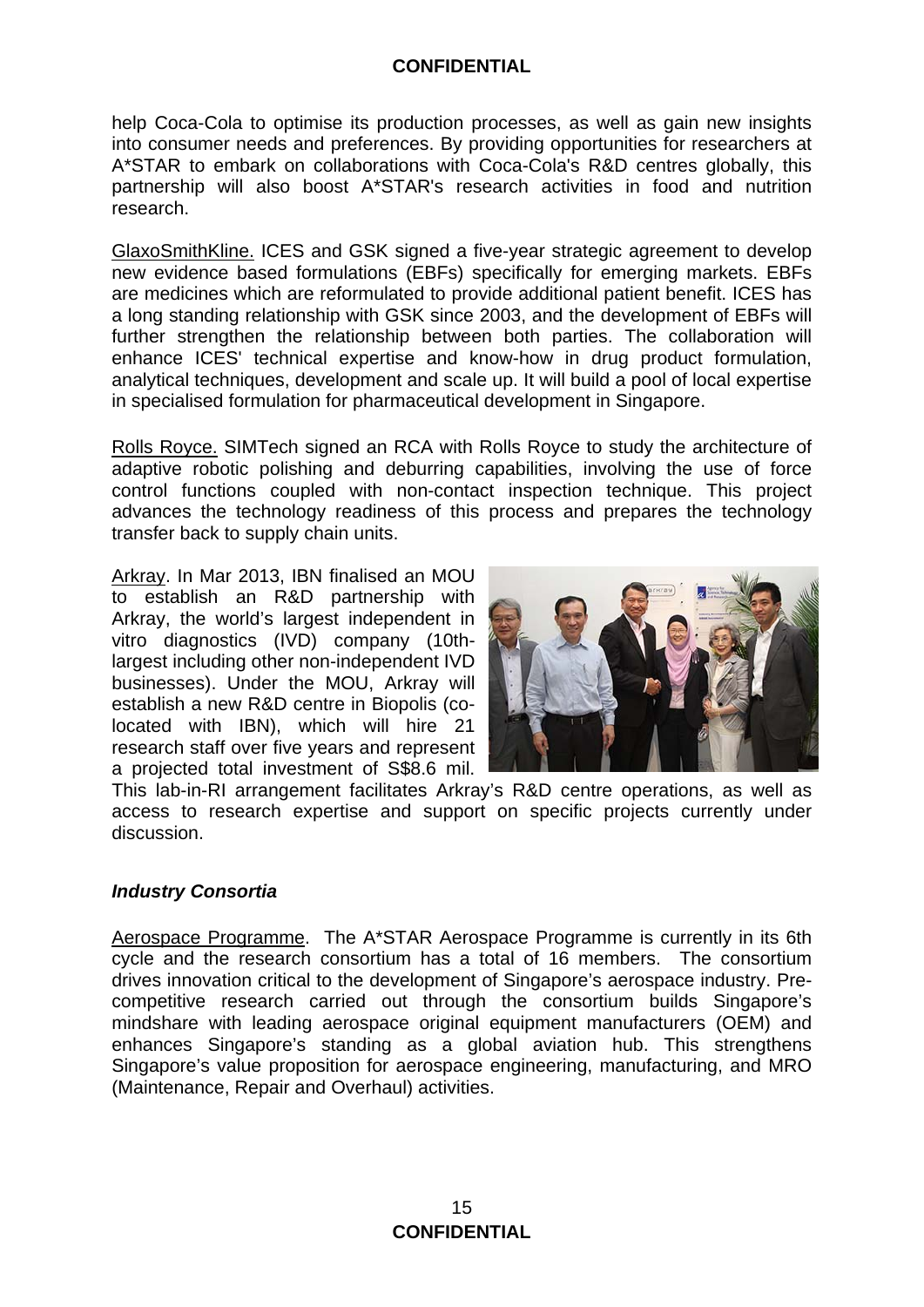help Coca-Cola to optimise its production processes, as well as gain new insights into consumer needs and preferences. By providing opportunities for researchers at A*STAR to embark on collaborations with Coca-Cola's R&D centres globally, this partnership will also boost A*STAR's research activities in food and nutrition research.

GlaxoSmithKline. ICES and GSK signed a five-year strategic agreement to develop new evidence based formulations (EBFs) specifically for emerging markets. EBFs are medicines which are reformulated to provide additional patient benefit. ICES has a long standing relationship with GSK since 2003, and the development of EBFs will further strengthen the relationship between both parties. The collaboration will enhance ICES' technical expertise and know-how in drug product formulation, analytical techniques, development and scale up. It will build a pool of local expertise in specialised formulation for pharmaceutical development in Singapore.

Rolls Royce. SIMTech signed an RCA with Rolls Royce to study the architecture of adaptive robotic polishing and deburring capabilities, involving the use of force control functions coupled with non-contact inspection technique. This project advances the technology readiness of this process and prepares the technology transfer back to supply chain units.

Arkray. In Mar 2013, IBN finalised an MOU to establish an R&D partnership with Arkray, the world's largest independent in vitro diagnostics (IVD) company (10th-largest including other non-independent IVD businesses). Under the MOU, Arkray will establish a new R&D centre in Biopolis (co-located with IBN), which will hire 21 research staff over five years and represent a projected total investment of S$8.6 mil. This lab-in-RI arrangement facilitates Arkray's R&D centre operations, as well as access to research expertise and support on specific projects currently under discussion.

### *Industry Consortia*

Aerospace Programme. The A*STAR Aerospace Programme is currently in its 6th cycle and the research consortium has a total of 16 members. The consortium drives innovation critical to the development of Singapore's aerospace industry. Pre-competitive research carried out through the consortium builds Singapore's mindshare with leading aerospace original equipment manufacturers (OEM) and enhances Singapore's standing as a global aviation hub. This strengthens Singapore's value proposition for aerospace engineering, manufacturing, and MRO (Maintenance, Repair and Overhaul) activities.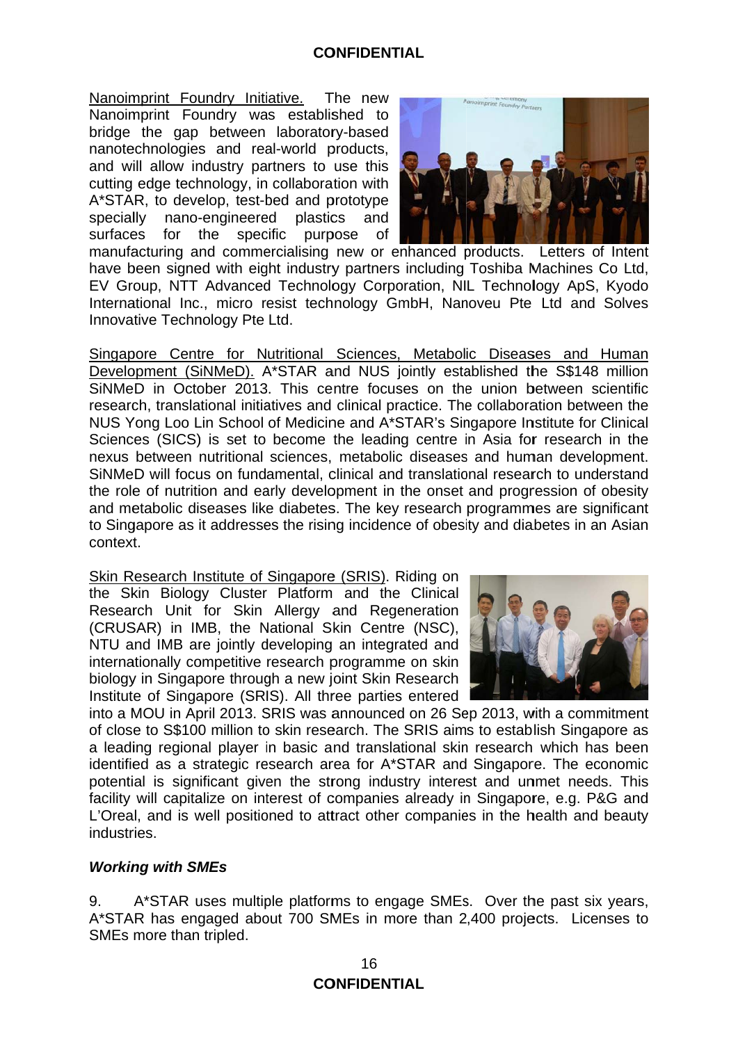Nanoimprint Foundry Initiative. The new Nanoimprint Foundry was established to bridge the gap between laboratory-based nanotechnologies and real-world products, and will allow industry partners to use this cutting edge technology, in collaboration with A*STAR, to develop, test-bed and prototype specially nano-engineered plastics and surfaces for the specific purpose of manufacturing and commercialising new or enhanced products. Letters of Intent have been signed with eight industry partners including Toshiba Machines Co Ltd, EV Group, NTT Advanced Technology Corporation, NIL Technology ApS, Kyodo International Inc., micro resist technology GmbH, Nanoveu Pte Ltd and Solves Innovative Technology Pte Ltd.

Singapore Centre for Nutritional Sciences, Metabolic Diseases and Human Development (SiNMeD). A*STAR and NUS jointly established the S$148 million SiNMeD in October 2013. This centre focuses on the union between scientific research, translational initiatives and clinical practice. The collaboration between the NUS Yong Loo Lin School of Medicine and A*STAR's Singapore Institute for Clinical Sciences (SICS) is set to become the leading centre in Asia for research in the nexus between nutritional sciences, metabolic diseases and human development. SiNMeD will focus on fundamental, clinical and translational research to understand the role of nutrition and early development in the onset and progression of obesity and metabolic diseases like diabetes. The key research programmes are significant to Singapore as it addresses the rising incidence of obesity and diabetes in an Asian context.

Skin Research Institute of Singapore (SRIS). Riding on the Skin Biology Cluster Platform and the Clinical Research Unit for Skin Allergy and Regeneration (CRUSAR) in IMB, the National Skin Centre (NSC), NTU and IMB are jointly developing an integrated and internationally competitive research programme on skin biology in Singapore through a new joint Skin Research Institute of Singapore (SRIS). All three parties entered into a MOU in April 2013. SRIS was announced on 26 Sep 2013, with a commitment of close to S$100 million to skin research. The SRIS aims to establish Singapore as a leading regional player in basic and translational skin research which has been identified as a strategic research area for A*STAR and Singapore. The economic potential is significant given the strong industry interest and unmet needs. This facility will capitalize on interest of companies already in Singapore, e.g. P&G and L'Oreal, and is well positioned to attract other companies in the health and beauty industries.

### *Working with SMEs*

9. A*STAR uses multiple platforms to engage SMEs. Over the past six years, A*STAR has engaged about 700 SMEs in more than 2,400 projects. Licenses to SMEs more than tripled.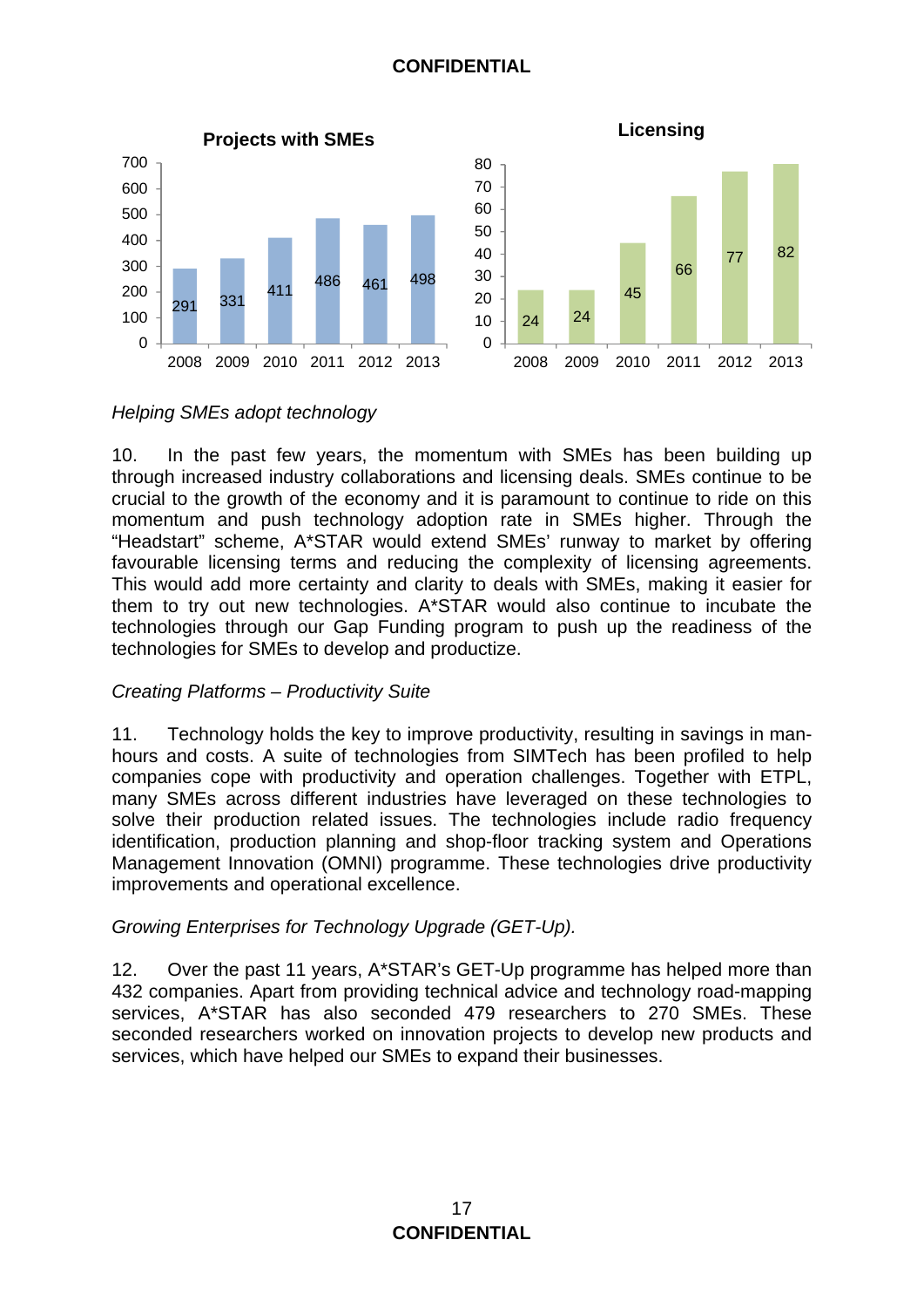**Projects with SMEs**

| Year | 2008 | 2009 | 2010 | 2011 | 2012 | 2013 |
|---|---|---|---|---|---|---|
| Projects with SMEs | 291 | 331 | 411 | 486 | 461 | 498 |

**Licensing**

| Year | 2008 | 2009 | 2010 | 2011 | 2012 | 2013 |
|---|---|---|---|---|---|---|
| Licensing | 24 | 24 | 45 | 66 | 77 | 82 |

*Helping SMEs adopt technology*

10. In the past few years, the momentum with SMEs has been building up through increased industry collaborations and licensing deals. SMEs continue to be crucial to the growth of the economy and it is paramount to continue to ride on this momentum and push technology adoption rate in SMEs higher. Through the "Headstart" scheme, A*STAR would extend SMEs' runway to market by offering favourable licensing terms and reducing the complexity of licensing agreements. This would add more certainty and clarity to deals with SMEs, making it easier for them to try out new technologies. A*STAR would also continue to incubate the technologies through our Gap Funding program to push up the readiness of the technologies for SMEs to develop and productize.

*Creating Platforms – Productivity Suite*

11. Technology holds the key to improve productivity, resulting in savings in man-hours and costs. A suite of technologies from SIMTech has been profiled to help companies cope with productivity and operation challenges. Together with ETPL, many SMEs across different industries have leveraged on these technologies to solve their production related issues. The technologies include radio frequency identification, production planning and shop-floor tracking system and Operations Management Innovation (OMNI) programme. These technologies drive productivity improvements and operational excellence.

*Growing Enterprises for Technology Upgrade (GET-Up).*

12. Over the past 11 years, A*STAR's GET-Up programme has helped more than 432 companies. Apart from providing technical advice and technology road-mapping services, A*STAR has also seconded 479 researchers to 270 SMEs. These seconded researchers worked on innovation projects to develop new products and services, which have helped our SMEs to expand their businesses.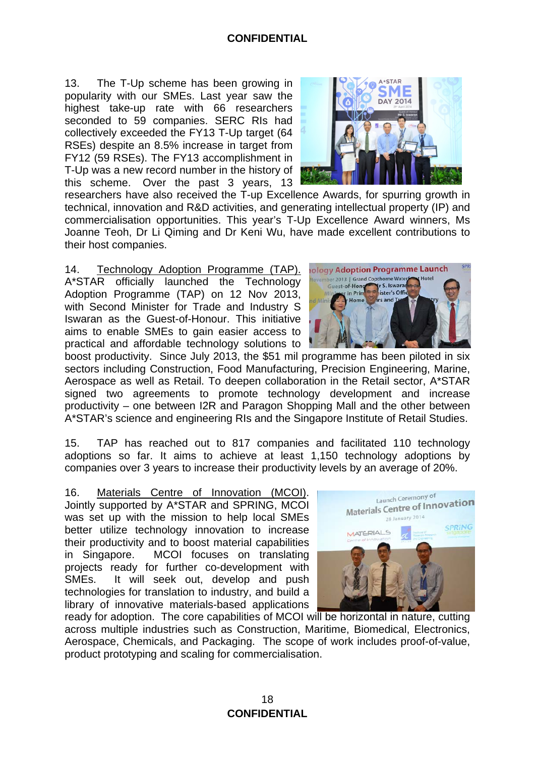13. The T-Up scheme has been growing in popularity with our SMEs. Last year saw the highest take-up rate with 66 researchers seconded to 59 companies. SERC RIs had collectively exceeded the FY13 T-Up target (64 RSEs) despite an 8.5% increase in target from FY12 (59 RSEs). The FY13 accomplishment in T-Up was a new record number in the history of this scheme. Over the past 3 years, 13 researchers have also received the T-up Excellence Awards, for spurring growth in technical, innovation and R&D activities, and generating intellectual property (IP) and commercialisation opportunities. This year's T-Up Excellence Award winners, Ms Joanne Teoh, Dr Li Qiming and Dr Keni Wu, have made excellent contributions to their host companies.

14. <u>Technology Adoption Programme (TAP).</u> A*STAR officially launched the Technology Adoption Programme (TAP) on 12 Nov 2013, with Second Minister for Trade and Industry S Iswaran as the Guest-of-Honour. This initiative aims to enable SMEs to gain easier access to practical and affordable technology solutions to boost productivity. Since July 2013, the $51 mil programme has been piloted in six sectors including Construction, Food Manufacturing, Precision Engineering, Marine, Aerospace as well as Retail. To deepen collaboration in the Retail sector, A*STAR signed two agreements to promote technology development and increase productivity – one between I2R and Paragon Shopping Mall and the other between A*STAR's science and engineering RIs and the Singapore Institute of Retail Studies.

15. TAP has reached out to 817 companies and facilitated 110 technology adoptions so far. It aims to achieve at least 1,150 technology adoptions by companies over 3 years to increase their productivity levels by an average of 20%.

16. <u>Materials Centre of Innovation (MCOI)</u>. Jointly supported by A*STAR and SPRING, MCOI was set up with the mission to help local SMEs better utilize technology innovation to increase their productivity and to boost material capabilities in Singapore. MCOI focuses on translating projects ready for further co-development with SMEs. It will seek out, develop and push technologies for translation to industry, and build a library of innovative materials-based applications ready for adoption. The core capabilities of MCOI will be horizontal in nature, cutting across multiple industries such as Construction, Maritime, Biomedical, Electronics, Aerospace, Chemicals, and Packaging. The scope of work includes proof-of-value, product prototyping and scaling for commercialisation.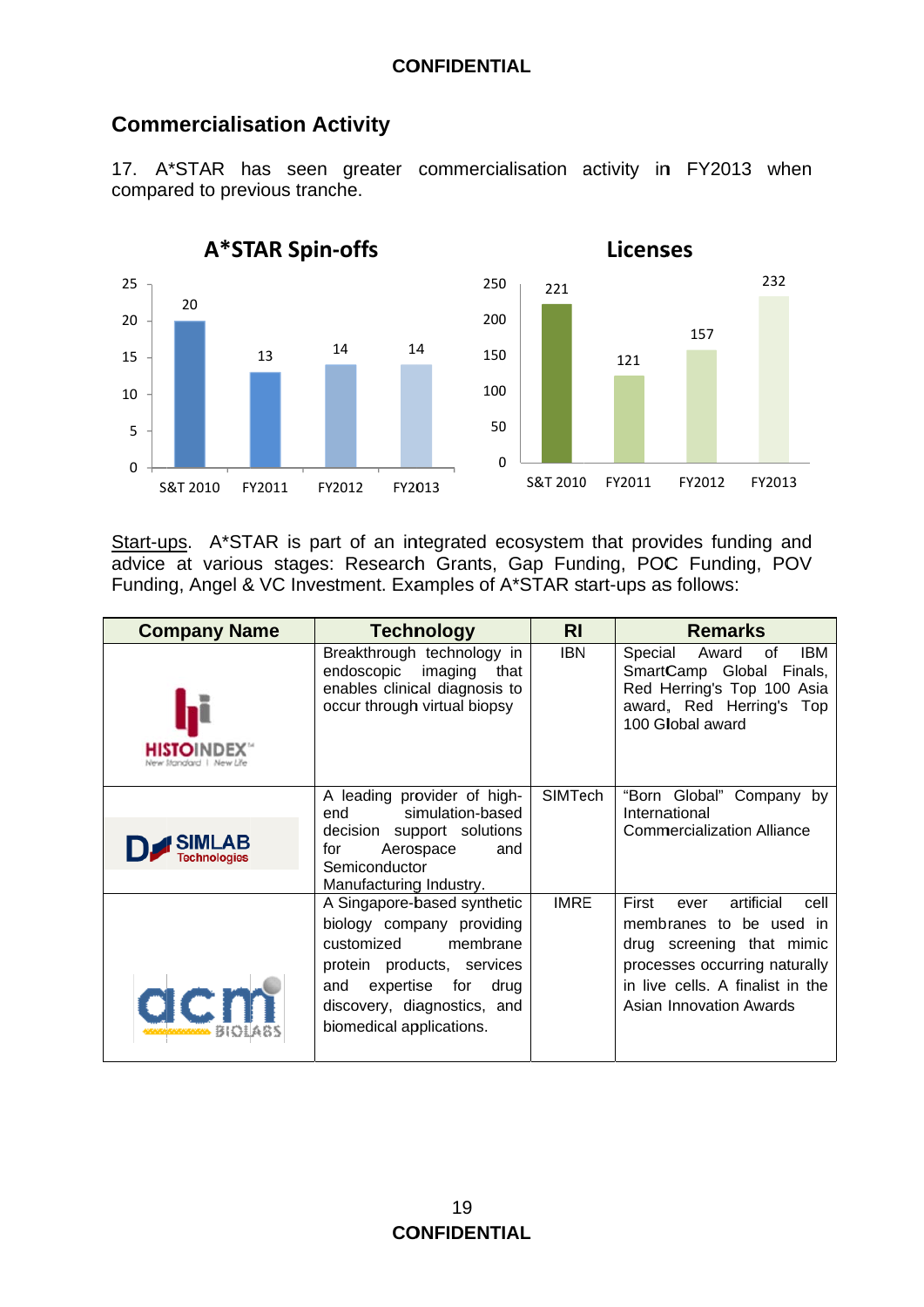## Commercialisation Activity

17. A*STAR has seen greater commercialisation activity in FY2013 when compared to previous tranche.

**A*STAR Spin-offs**

| | S&T 2010 | FY2011 | FY2012 | FY2013 |
|---|---|---|---|---|
| A*STAR Spin-offs | 20 | 13 | 14 | 14 |

**Licenses**

| | S&T 2010 | FY2011 | FY2012 | FY2013 |
|---|---|---|---|---|
| Licenses | 221 | 121 | 157 | 232 |

Start-ups. A*STAR is part of an integrated ecosystem that provides funding and advice at various stages: Research Grants, Gap Funding, POC Funding, POV Funding, Angel & VC Investment. Examples of A*STAR start-ups as follows:

| Company Name | Technology | RI | Remarks |
|---|---|---|---|
| HISTOINDEX New Standard \| New Life | Breakthrough technology in endoscopic imaging that enables clinical diagnosis to occur through virtual biopsy | IBN | Special Award of IBM SmartCamp Global Finals, Red Herring's Top 100 Asia award, Red Herring's Top 100 Global award |
| SIMLAB Technologies | A leading provider of high-end simulation-based decision support solutions for Aerospace and Semiconductor Manufacturing Industry. | SIMTech | "Born Global" Company by International Commercialization Alliance |
| acm BIOLABS | A Singapore-based synthetic biology company providing customized membrane protein products, services and expertise for drug discovery, diagnostics, and biomedical applications. | IMRE | First ever artificial cell membranes to be used in drug screening that mimic processes occurring naturally in live cells. A finalist in the Asian Innovation Awards |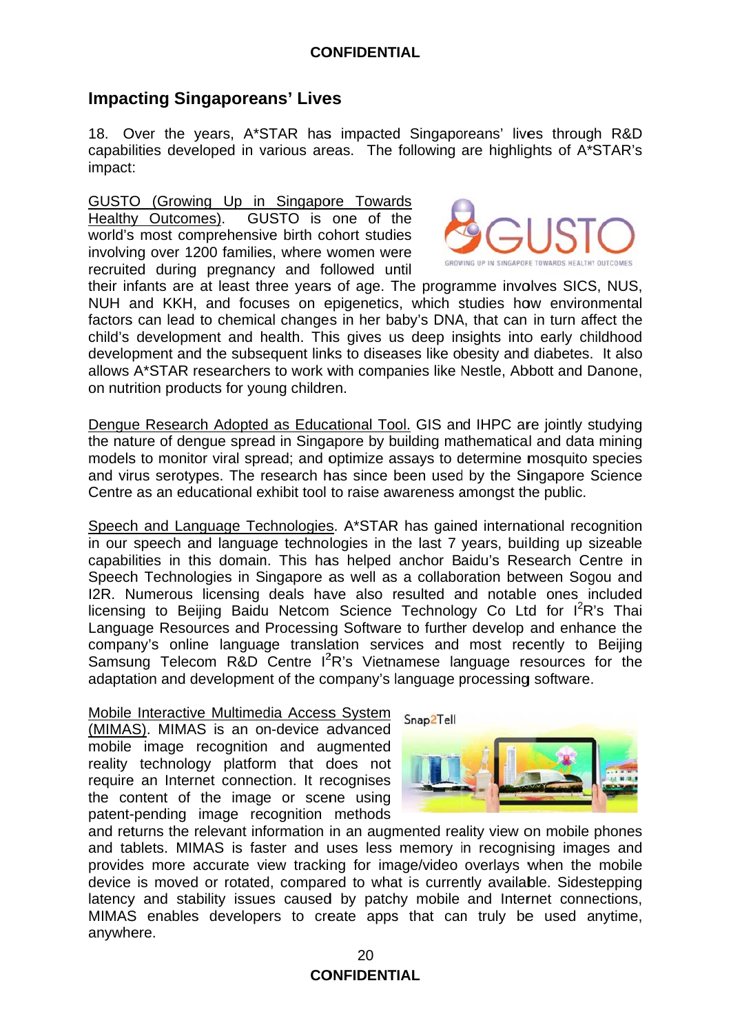## Impacting Singaporeans' Lives

18. Over the years, A*STAR has impacted Singaporeans' lives through R&D capabilities developed in various areas. The following are highlights of A*STAR's impact:

<u>GUSTO (Growing Up in Singapore Towards Healthy Outcomes)</u>. GUSTO is one of the world's most comprehensive birth cohort studies involving over 1200 families, where women were recruited during pregnancy and followed until their infants are at least three years of age. The programme involves SICS, NUS, NUH and KKH, and focuses on epigenetics, which studies how environmental factors can lead to chemical changes in her baby's DNA, that can in turn affect the child's development and health. This gives us deep insights into early childhood development and the subsequent links to diseases like obesity and diabetes. It also allows A*STAR researchers to work with companies like Nestle, Abbott and Danone, on nutrition products for young children.

<u>Dengue Research Adopted as Educational Tool.</u> GIS and IHPC are jointly studying the nature of dengue spread in Singapore by building mathematical and data mining models to monitor viral spread; and optimize assays to determine mosquito species and virus serotypes. The research has since been used by the Singapore Science Centre as an educational exhibit tool to raise awareness amongst the public.

<u>Speech and Language Technologies</u>. A*STAR has gained international recognition in our speech and language technologies in the last 7 years, building up sizeable capabilities in this domain. This has helped anchor Baidu's Research Centre in Speech Technologies in Singapore as well as a collaboration between Sogou and I2R. Numerous licensing deals have also resulted and notable ones included licensing to Beijing Baidu Netcom Science Technology Co Ltd for $I^2R$'s Thai Language Resources and Processing Software to further develop and enhance the company's online language translation services and most recently to Beijing Samsung Telecom R&D Centre $I^2R$'s Vietnamese language resources for the adaptation and development of the company's language processing software.

<u>Mobile Interactive Multimedia Access System (MIMAS)</u>. MIMAS is an on-device advanced mobile image recognition and augmented reality technology platform that does not require an Internet connection. It recognises the content of the image or scene using patent-pending image recognition methods and returns the relevant information in an augmented reality view on mobile phones and tablets. MIMAS is faster and uses less memory in recognising images and provides more accurate view tracking for image/video overlays when the mobile device is moved or rotated, compared to what is currently available. Sidestepping latency and stability issues caused by patchy mobile and Internet connections, MIMAS enables developers to create apps that can truly be used anytime, anywhere.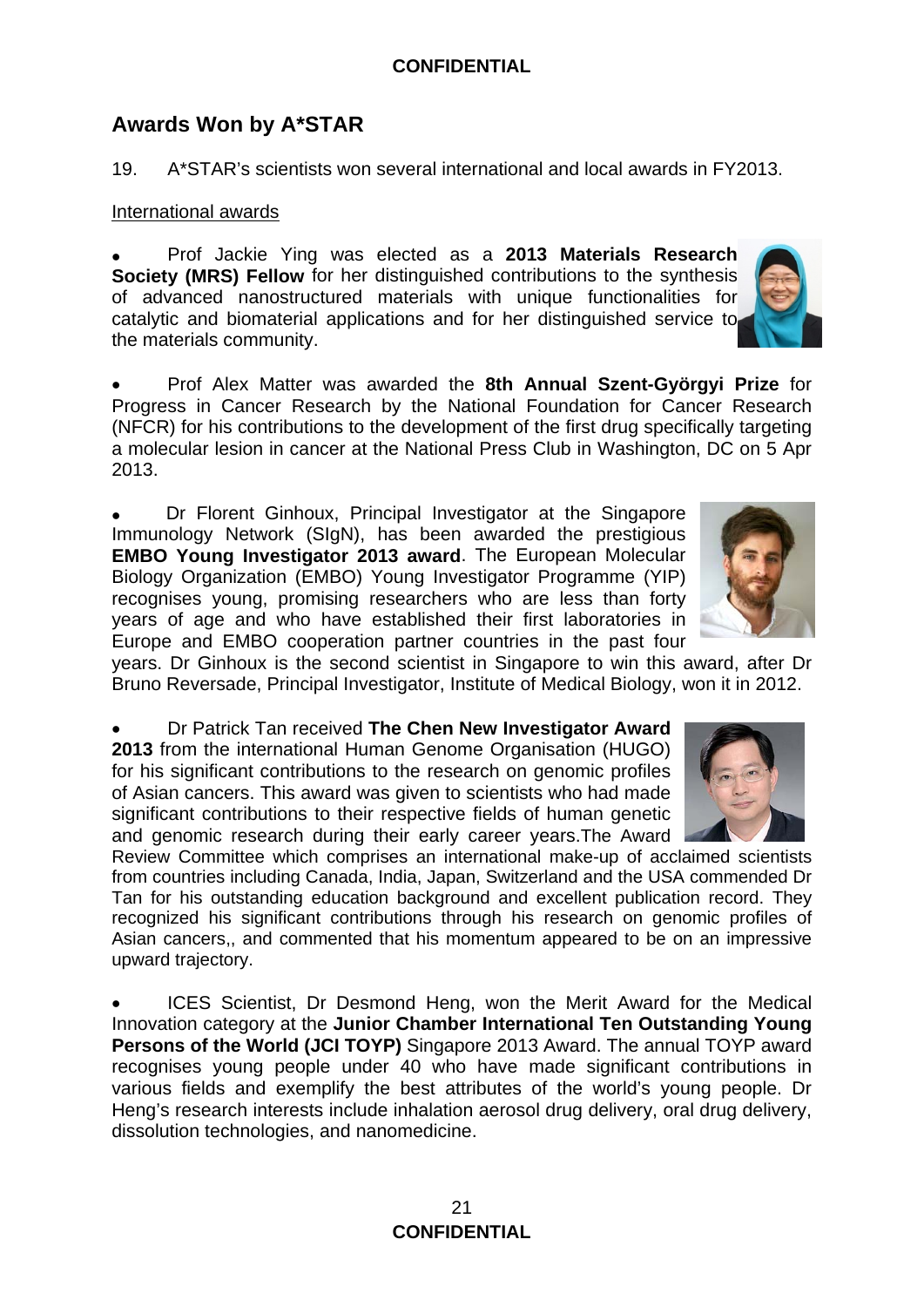## Awards Won by A*STAR

19. A*STAR's scientists won several international and local awards in FY2013.

International awards

- Prof Jackie Ying was elected as a **2013 Materials Research Society (MRS) Fellow** for her distinguished contributions to the synthesis of advanced nanostructured materials with unique functionalities for catalytic and biomaterial applications and for her distinguished service to the materials community.

- Prof Alex Matter was awarded the **8th Annual Szent-Györgyi Prize** for Progress in Cancer Research by the National Foundation for Cancer Research (NFCR) for his contributions to the development of the first drug specifically targeting a molecular lesion in cancer at the National Press Club in Washington, DC on 5 Apr 2013.

- Dr Florent Ginhoux, Principal Investigator at the Singapore Immunology Network (SIgN), has been awarded the prestigious **EMBO Young Investigator 2013 award**. The European Molecular Biology Organization (EMBO) Young Investigator Programme (YIP) recognises young, promising researchers who are less than forty years of age and who have established their first laboratories in Europe and EMBO cooperation partner countries in the past four years. Dr Ginhoux is the second scientist in Singapore to win this award, after Dr Bruno Reversade, Principal Investigator, Institute of Medical Biology, won it in 2012.

- Dr Patrick Tan received **The Chen New Investigator Award 2013** from the international Human Genome Organisation (HUGO) for his significant contributions to the research on genomic profiles of Asian cancers. This award was given to scientists who had made significant contributions to their respective fields of human genetic and genomic research during their early career years.The Award Review Committee which comprises an international make-up of acclaimed scientists from countries including Canada, India, Japan, Switzerland and the USA commended Dr Tan for his outstanding education background and excellent publication record. They recognized his significant contributions through his research on genomic profiles of Asian cancers,, and commented that his momentum appeared to be on an impressive upward trajectory.

- ICES Scientist, Dr Desmond Heng, won the Merit Award for the Medical Innovation category at the **Junior Chamber International Ten Outstanding Young Persons of the World (JCI TOYP)** Singapore 2013 Award. The annual TOYP award recognises young people under 40 who have made significant contributions in various fields and exemplify the best attributes of the world's young people. Dr Heng's research interests include inhalation aerosol drug delivery, oral drug delivery, dissolution technologies, and nanomedicine.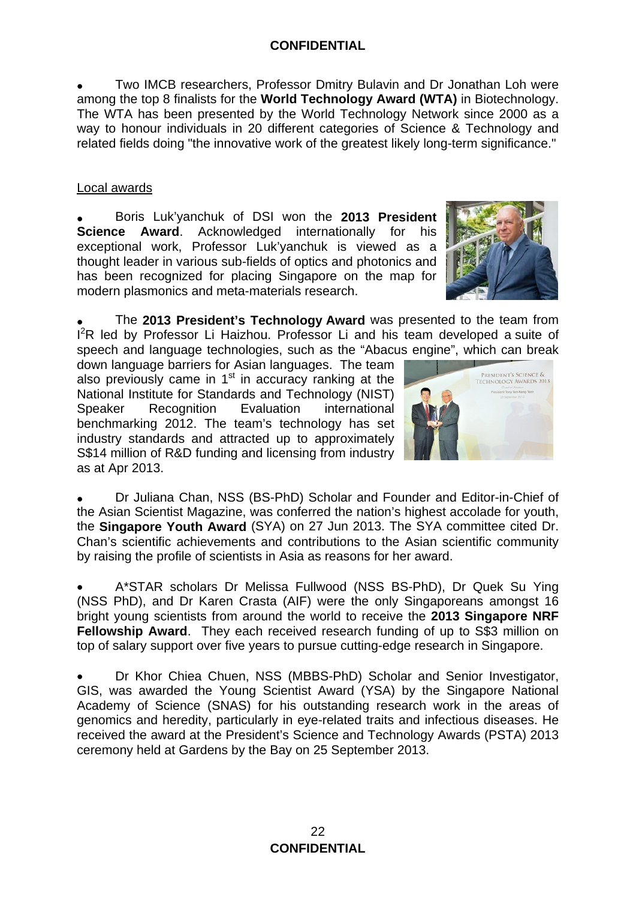- Two IMCB researchers, Professor Dmitry Bulavin and Dr Jonathan Loh were among the top 8 finalists for the **World Technology Award (WTA)** in Biotechnology. The WTA has been presented by the World Technology Network since 2000 as a way to honour individuals in 20 different categories of Science & Technology and related fields doing "the innovative work of the greatest likely long-term significance."

Local awards

- Boris Luk'yanchuk of DSI won the **2013 President Science Award**. Acknowledged internationally for his exceptional work, Professor Luk'yanchuk is viewed as a thought leader in various sub-fields of optics and photonics and has been recognized for placing Singapore on the map for modern plasmonics and meta-materials research.

- The **2013 President's Technology Award** was presented to the team from $I^2R$ led by Professor Li Haizhou. Professor Li and his team developed a suite of speech and language technologies, such as the "Abacus engine", which can break down language barriers for Asian languages. The team also previously came in 1st in accuracy ranking at the National Institute for Standards and Technology (NIST) Speaker Recognition Evaluation international benchmarking 2012. The team's technology has set industry standards and attracted up to approximately S$14 million of R&D funding and licensing from industry as at Apr 2013.

- Dr Juliana Chan, NSS (BS-PhD) Scholar and Founder and Editor-in-Chief of the Asian Scientist Magazine, was conferred the nation's highest accolade for youth, the **Singapore Youth Award** (SYA) on 27 Jun 2013. The SYA committee cited Dr. Chan's scientific achievements and contributions to the Asian scientific community by raising the profile of scientists in Asia as reasons for her award.

- A*STAR scholars Dr Melissa Fullwood (NSS BS-PhD), Dr Quek Su Ying (NSS PhD), and Dr Karen Crasta (AIF) were the only Singaporeans amongst 16 bright young scientists from around the world to receive the **2013 Singapore NRF Fellowship Award**. They each received research funding of up to S$3 million on top of salary support over five years to pursue cutting-edge research in Singapore.

- Dr Khor Chiea Chuen, NSS (MBBS-PhD) Scholar and Senior Investigator, GIS, was awarded the Young Scientist Award (YSA) by the Singapore National Academy of Science (SNAS) for his outstanding research work in the areas of genomics and heredity, particularly in eye-related traits and infectious diseases. He received the award at the President's Science and Technology Awards (PSTA) 2013 ceremony held at Gardens by the Bay on 25 September 2013.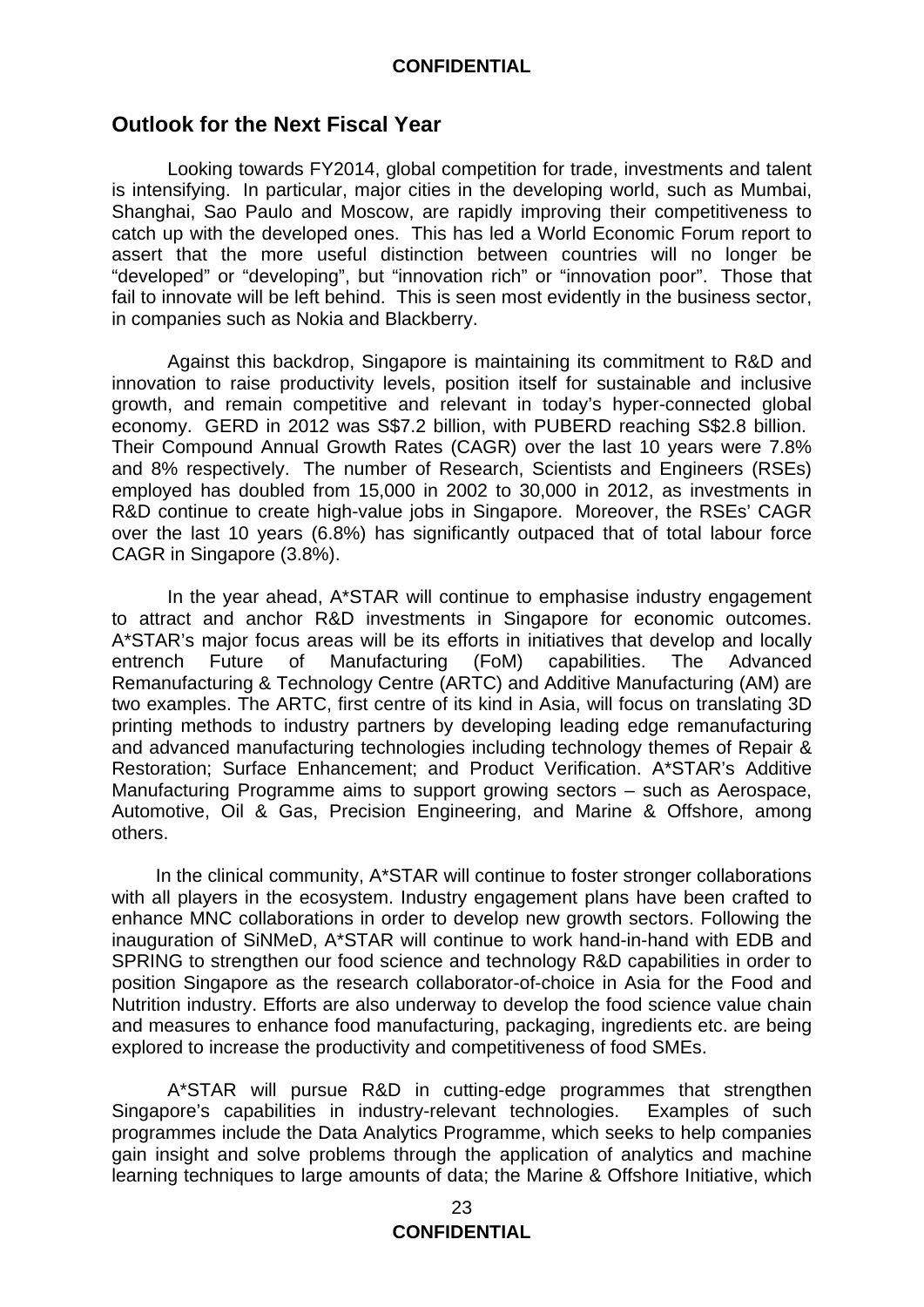## Outlook for the Next Fiscal Year

Looking towards FY2014, global competition for trade, investments and talent is intensifying. In particular, major cities in the developing world, such as Mumbai, Shanghai, Sao Paulo and Moscow, are rapidly improving their competitiveness to catch up with the developed ones. This has led a World Economic Forum report to assert that the more useful distinction between countries will no longer be "developed" or "developing", but "innovation rich" or "innovation poor". Those that fail to innovate will be left behind. This is seen most evidently in the business sector, in companies such as Nokia and Blackberry.

Against this backdrop, Singapore is maintaining its commitment to R&D and innovation to raise productivity levels, position itself for sustainable and inclusive growth, and remain competitive and relevant in today's hyper-connected global economy. GERD in 2012 was S$7.2 billion, with PUBERD reaching S$2.8 billion. Their Compound Annual Growth Rates (CAGR) over the last 10 years were 7.8% and 8% respectively. The number of Research, Scientists and Engineers (RSEs) employed has doubled from 15,000 in 2002 to 30,000 in 2012, as investments in R&D continue to create high-value jobs in Singapore. Moreover, the RSEs' CAGR over the last 10 years (6.8%) has significantly outpaced that of total labour force CAGR in Singapore (3.8%).

In the year ahead, A*STAR will continue to emphasise industry engagement to attract and anchor R&D investments in Singapore for economic outcomes. A*STAR's major focus areas will be its efforts in initiatives that develop and locally entrench Future of Manufacturing (FoM) capabilities. The Advanced Remanufacturing & Technology Centre (ARTC) and Additive Manufacturing (AM) are two examples. The ARTC, first centre of its kind in Asia, will focus on translating 3D printing methods to industry partners by developing leading edge remanufacturing and advanced manufacturing technologies including technology themes of Repair & Restoration; Surface Enhancement; and Product Verification. A*STAR's Additive Manufacturing Programme aims to support growing sectors – such as Aerospace, Automotive, Oil & Gas, Precision Engineering, and Marine & Offshore, among others.

In the clinical community, A*STAR will continue to foster stronger collaborations with all players in the ecosystem. Industry engagement plans have been crafted to enhance MNC collaborations in order to develop new growth sectors. Following the inauguration of SiNMeD, A*STAR will continue to work hand-in-hand with EDB and SPRING to strengthen our food science and technology R&D capabilities in order to position Singapore as the research collaborator-of-choice in Asia for the Food and Nutrition industry. Efforts are also underway to develop the food science value chain and measures to enhance food manufacturing, packaging, ingredients etc. are being explored to increase the productivity and competitiveness of food SMEs.

A*STAR will pursue R&D in cutting-edge programmes that strengthen Singapore's capabilities in industry-relevant technologies. Examples of such programmes include the Data Analytics Programme, which seeks to help companies gain insight and solve problems through the application of analytics and machine learning techniques to large amounts of data; the Marine & Offshore Initiative, which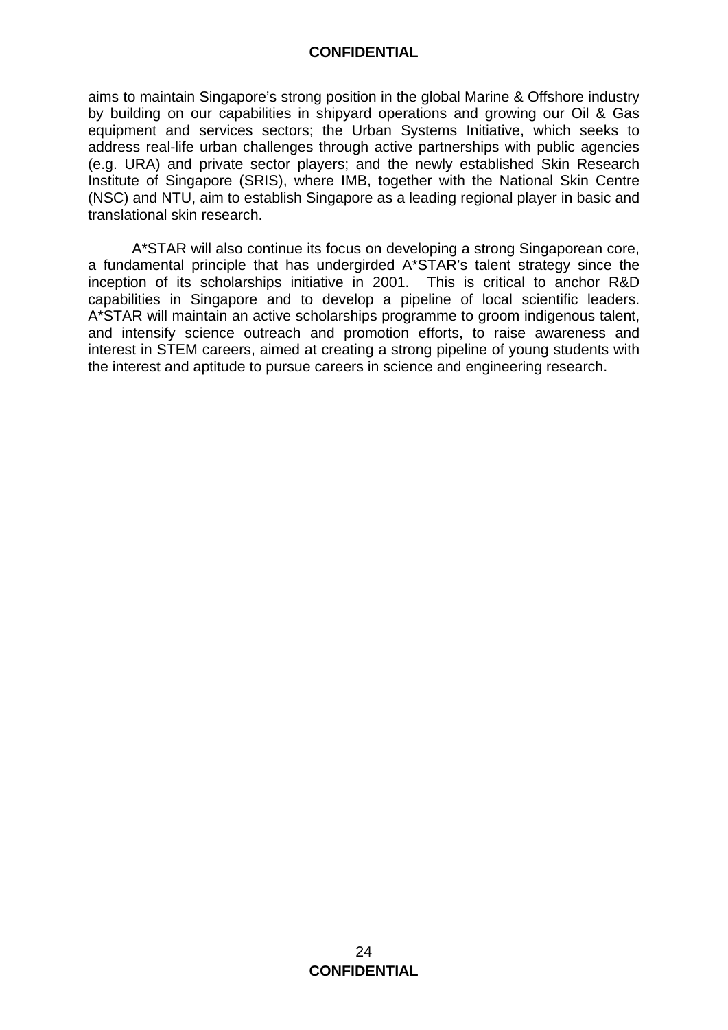aims to maintain Singapore's strong position in the global Marine & Offshore industry by building on our capabilities in shipyard operations and growing our Oil & Gas equipment and services sectors; the Urban Systems Initiative, which seeks to address real-life urban challenges through active partnerships with public agencies (e.g. URA) and private sector players; and the newly established Skin Research Institute of Singapore (SRIS), where IMB, together with the National Skin Centre (NSC) and NTU, aim to establish Singapore as a leading regional player in basic and translational skin research.

A*STAR will also continue its focus on developing a strong Singaporean core, a fundamental principle that has undergirded A*STAR's talent strategy since the inception of its scholarships initiative in 2001. This is critical to anchor R&D capabilities in Singapore and to develop a pipeline of local scientific leaders. A*STAR will maintain an active scholarships programme to groom indigenous talent, and intensify science outreach and promotion efforts, to raise awareness and interest in STEM careers, aimed at creating a strong pipeline of young students with the interest and aptitude to pursue careers in science and engineering research.